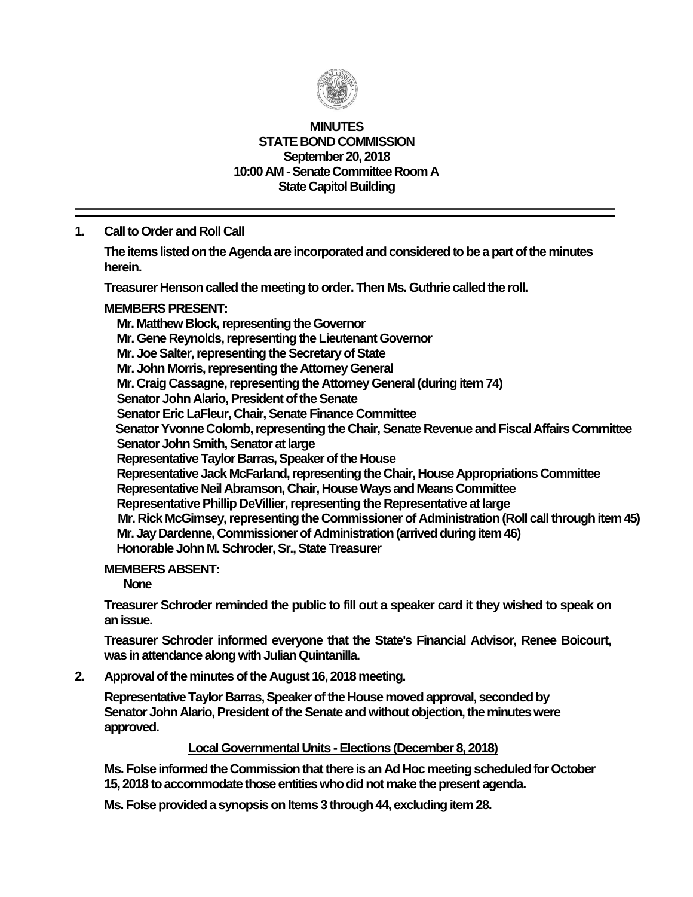# MINUTES
## STATE BOND COMMISSION
### September 20, 2018
### 10:00 AM - Senate Committee Room A
### State Capitol Building

---

**1. Call to Order and Roll Call**

**The items listed on the Agenda are incorporated and considered to be a part of the minutes herein.**

**Treasurer Henson called the meeting to order. Then Ms. Guthrie called the roll.**

**MEMBERS PRESENT:**

- **Mr. Matthew Block, representing the Governor**
- **Mr. Gene Reynolds, representing the Lieutenant Governor**
- **Mr. Joe Salter, representing the Secretary of State**
- **Mr. John Morris, representing the Attorney General**
- **Mr. Craig Cassagne, representing the Attorney General (during item 74)**
- **Senator John Alario, President of the Senate**
- **Senator Eric LaFleur, Chair, Senate Finance Committee**
- **Senator Yvonne Colomb, representing the Chair, Senate Revenue and Fiscal Affairs Committee**
- **Senator John Smith, Senator at large**
- **Representative Taylor Barras, Speaker of the House**
- **Representative Jack McFarland, representing the Chair, House Appropriations Committee**
- **Representative Neil Abramson, Chair, House Ways and Means Committee**
- **Representative Phillip DeVillier, representing the Representative at large**
- **Mr. Rick McGimsey, representing the Commissioner of Administration (Roll call through item 45)**
- **Mr. Jay Dardenne, Commissioner of Administration (arrived during item 46)**
- **Honorable John M. Schroder, Sr., State Treasurer**

**MEMBERS ABSENT:**

**None**

**Treasurer Schroder reminded the public to fill out a speaker card it they wished to speak on an issue.**

**Treasurer Schroder informed everyone that the State's Financial Advisor, Renee Boicourt, was in attendance along with Julian Quintanilla.**

**2. Approval of the minutes of the August 16, 2018 meeting.**

**Representative Taylor Barras, Speaker of the House moved approval, seconded by Senator John Alario, President of the Senate and without objection, the minutes were approved.**

**<u>Local Governmental Units - Elections (December 8, 2018)</u>**

**Ms. Folse informed the Commission that there is an Ad Hoc meeting scheduled for October 15, 2018 to accommodate those entities who did not make the present agenda.**

**Ms. Folse provided a synopsis on Items 3 through 44, excluding item 28.**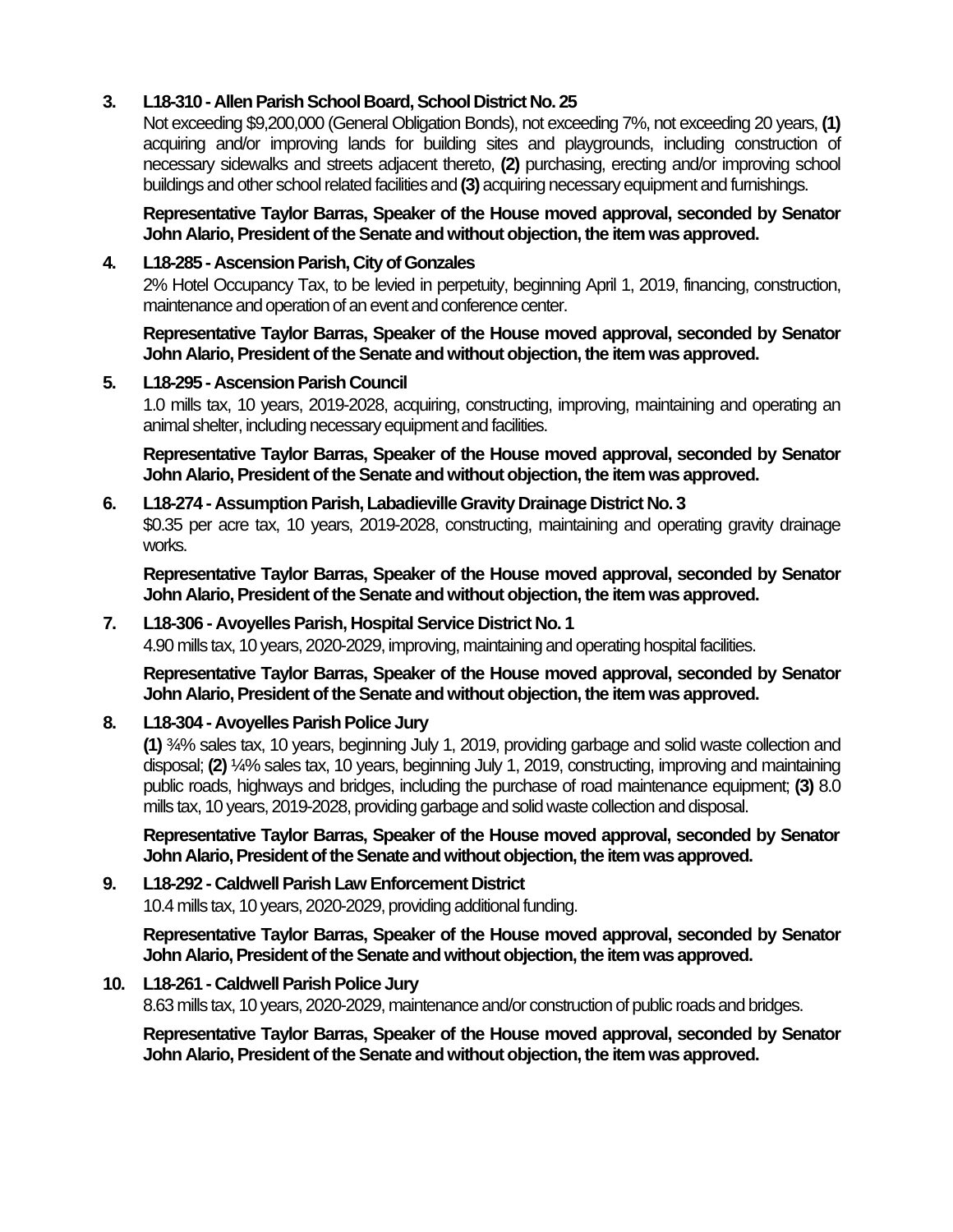3. **L18-310 - Allen Parish School Board, School District No. 25**

   Not exceeding $9,200,000 (General Obligation Bonds), not exceeding 7%, not exceeding 20 years, **(1)** acquiring and/or improving lands for building sites and playgrounds, including construction of necessary sidewalks and streets adjacent thereto, **(2)** purchasing, erecting and/or improving school buildings and other school related facilities and **(3)** acquiring necessary equipment and furnishings.

   **Representative Taylor Barras, Speaker of the House moved approval, seconded by Senator John Alario, President of the Senate and without objection, the item was approved.**

4. **L18-285 - Ascension Parish, City of Gonzales**

   2% Hotel Occupancy Tax, to be levied in perpetuity, beginning April 1, 2019, financing, construction, maintenance and operation of an event and conference center.

   **Representative Taylor Barras, Speaker of the House moved approval, seconded by Senator John Alario, President of the Senate and without objection, the item was approved.**

5. **L18-295 - Ascension Parish Council**

   1.0 mills tax, 10 years, 2019-2028, acquiring, constructing, improving, maintaining and operating an animal shelter, including necessary equipment and facilities.

   **Representative Taylor Barras, Speaker of the House moved approval, seconded by Senator John Alario, President of the Senate and without objection, the item was approved.**

6. **L18-274 - Assumption Parish, Labadieville Gravity Drainage District No. 3**

   $0.35 per acre tax, 10 years, 2019-2028, constructing, maintaining and operating gravity drainage works.

   **Representative Taylor Barras, Speaker of the House moved approval, seconded by Senator John Alario, President of the Senate and without objection, the item was approved.**

7. **L18-306 - Avoyelles Parish, Hospital Service District No. 1**

   4.90 mills tax, 10 years, 2020-2029, improving, maintaining and operating hospital facilities.

   **Representative Taylor Barras, Speaker of the House moved approval, seconded by Senator John Alario, President of the Senate and without objection, the item was approved.**

8. **L18-304 - Avoyelles Parish Police Jury**

   **(1)** ¾% sales tax, 10 years, beginning July 1, 2019, providing garbage and solid waste collection and disposal; **(2)** ¼% sales tax, 10 years, beginning July 1, 2019, constructing, improving and maintaining public roads, highways and bridges, including the purchase of road maintenance equipment; **(3)** 8.0 mills tax, 10 years, 2019-2028, providing garbage and solid waste collection and disposal.

   **Representative Taylor Barras, Speaker of the House moved approval, seconded by Senator John Alario, President of the Senate and without objection, the item was approved.**

9. **L18-292 - Caldwell Parish Law Enforcement District**

   10.4 mills tax, 10 years, 2020-2029, providing additional funding.

   **Representative Taylor Barras, Speaker of the House moved approval, seconded by Senator John Alario, President of the Senate and without objection, the item was approved.**

10. **L18-261 - Caldwell Parish Police Jury**

    8.63 mills tax, 10 years, 2020-2029, maintenance and/or construction of public roads and bridges.

    **Representative Taylor Barras, Speaker of the House moved approval, seconded by Senator John Alario, President of the Senate and without objection, the item was approved.**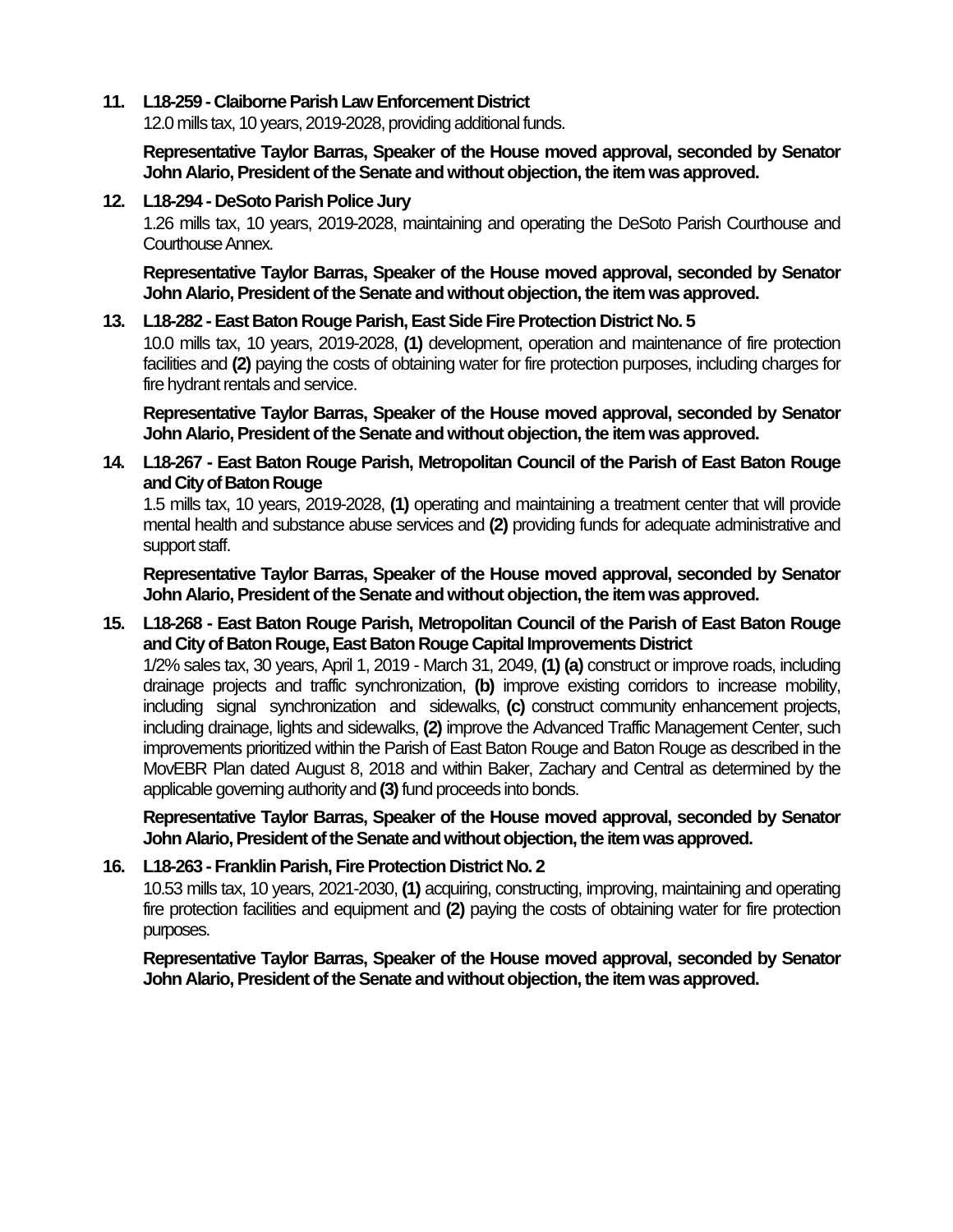11. **L18-259 - Claiborne Parish Law Enforcement District**
    12.0 mills tax, 10 years, 2019-2028, providing additional funds.

    **Representative Taylor Barras, Speaker of the House moved approval, seconded by Senator John Alario, President of the Senate and without objection, the item was approved.**

12. **L18-294 - DeSoto Parish Police Jury**
    1.26 mills tax, 10 years, 2019-2028, maintaining and operating the DeSoto Parish Courthouse and Courthouse Annex.

    **Representative Taylor Barras, Speaker of the House moved approval, seconded by Senator John Alario, President of the Senate and without objection, the item was approved.**

13. **L18-282 - East Baton Rouge Parish, East Side Fire Protection District No. 5**
    10.0 mills tax, 10 years, 2019-2028, **(1)** development, operation and maintenance of fire protection facilities and **(2)** paying the costs of obtaining water for fire protection purposes, including charges for fire hydrant rentals and service.

    **Representative Taylor Barras, Speaker of the House moved approval, seconded by Senator John Alario, President of the Senate and without objection, the item was approved.**

14. **L18-267 - East Baton Rouge Parish, Metropolitan Council of the Parish of East Baton Rouge and City of Baton Rouge**
    1.5 mills tax, 10 years, 2019-2028, **(1)** operating and maintaining a treatment center that will provide mental health and substance abuse services and **(2)** providing funds for adequate administrative and support staff.

    **Representative Taylor Barras, Speaker of the House moved approval, seconded by Senator John Alario, President of the Senate and without objection, the item was approved.**

15. **L18-268 - East Baton Rouge Parish, Metropolitan Council of the Parish of East Baton Rouge and City of Baton Rouge, East Baton Rouge Capital Improvements District**
    1/2% sales tax, 30 years, April 1, 2019 - March 31, 2049, **(1) (a)** construct or improve roads, including drainage projects and traffic synchronization, **(b)** improve existing corridors to increase mobility, including signal synchronization and sidewalks, **(c)** construct community enhancement projects, including drainage, lights and sidewalks, **(2)** improve the Advanced Traffic Management Center, such improvements prioritized within the Parish of East Baton Rouge and Baton Rouge as described in the MovEBR Plan dated August 8, 2018 and within Baker, Zachary and Central as determined by the applicable governing authority and **(3)** fund proceeds into bonds.

    **Representative Taylor Barras, Speaker of the House moved approval, seconded by Senator John Alario, President of the Senate and without objection, the item was approved.**

16. **L18-263 - Franklin Parish, Fire Protection District No. 2**
    10.53 mills tax, 10 years, 2021-2030, **(1)** acquiring, constructing, improving, maintaining and operating fire protection facilities and equipment and **(2)** paying the costs of obtaining water for fire protection purposes.

    **Representative Taylor Barras, Speaker of the House moved approval, seconded by Senator John Alario, President of the Senate and without objection, the item was approved.**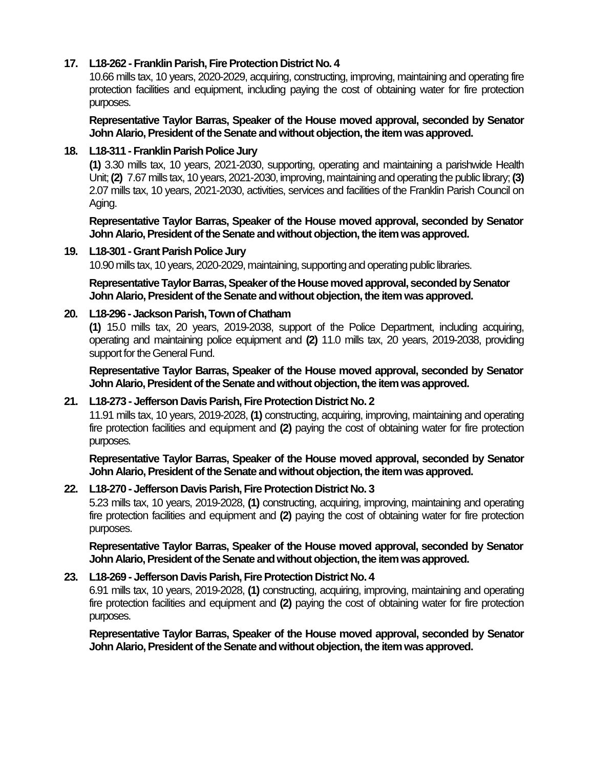**17. L18-262 - Franklin Parish, Fire Protection District No. 4**

10.66 mills tax, 10 years, 2020-2029, acquiring, constructing, improving, maintaining and operating fire protection facilities and equipment, including paying the cost of obtaining water for fire protection purposes.

**Representative Taylor Barras, Speaker of the House moved approval, seconded by Senator John Alario, President of the Senate and without objection, the item was approved.**

**18. L18-311 - Franklin Parish Police Jury**

**(1)** 3.30 mills tax, 10 years, 2021-2030, supporting, operating and maintaining a parishwide Health Unit; **(2)** 7.67 mills tax, 10 years, 2021-2030, improving, maintaining and operating the public library; **(3)** 2.07 mills tax, 10 years, 2021-2030, activities, services and facilities of the Franklin Parish Council on Aging.

**Representative Taylor Barras, Speaker of the House moved approval, seconded by Senator John Alario, President of the Senate and without objection, the item was approved.**

**19. L18-301 - Grant Parish Police Jury**

10.90 mills tax, 10 years, 2020-2029, maintaining, supporting and operating public libraries.

**Representative Taylor Barras, Speaker of the House moved approval, seconded by Senator John Alario, President of the Senate and without objection, the item was approved.**

**20. L18-296 - Jackson Parish, Town of Chatham**

**(1)** 15.0 mills tax, 20 years, 2019-2038, support of the Police Department, including acquiring, operating and maintaining police equipment and **(2)** 11.0 mills tax, 20 years, 2019-2038, providing support for the General Fund.

**Representative Taylor Barras, Speaker of the House moved approval, seconded by Senator John Alario, President of the Senate and without objection, the item was approved.**

**21. L18-273 - Jefferson Davis Parish, Fire Protection District No. 2**

11.91 mills tax, 10 years, 2019-2028, **(1)** constructing, acquiring, improving, maintaining and operating fire protection facilities and equipment and **(2)** paying the cost of obtaining water for fire protection purposes.

**Representative Taylor Barras, Speaker of the House moved approval, seconded by Senator John Alario, President of the Senate and without objection, the item was approved.**

**22. L18-270 - Jefferson Davis Parish, Fire Protection District No. 3**

5.23 mills tax, 10 years, 2019-2028, **(1)** constructing, acquiring, improving, maintaining and operating fire protection facilities and equipment and **(2)** paying the cost of obtaining water for fire protection purposes.

**Representative Taylor Barras, Speaker of the House moved approval, seconded by Senator John Alario, President of the Senate and without objection, the item was approved.**

**23. L18-269 - Jefferson Davis Parish, Fire Protection District No. 4**

6.91 mills tax, 10 years, 2019-2028, **(1)** constructing, acquiring, improving, maintaining and operating fire protection facilities and equipment and **(2)** paying the cost of obtaining water for fire protection purposes.

**Representative Taylor Barras, Speaker of the House moved approval, seconded by Senator John Alario, President of the Senate and without objection, the item was approved.**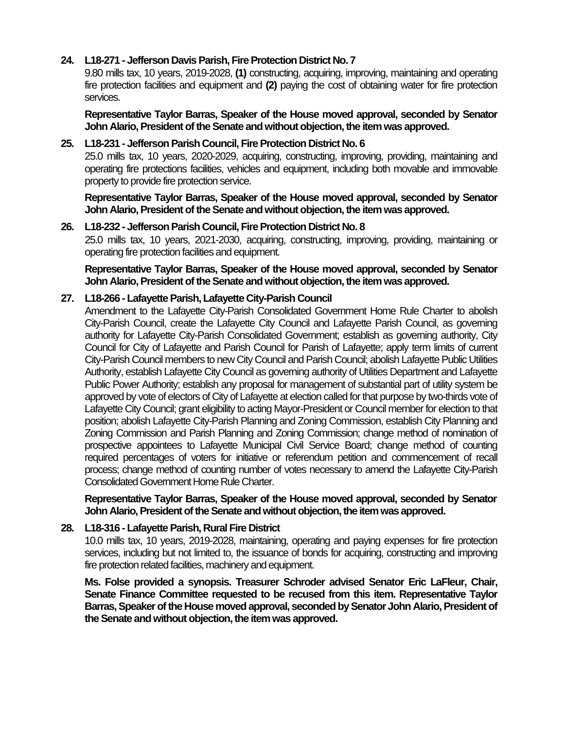**24. L18-271 - Jefferson Davis Parish, Fire Protection District No. 7**

9.80 mills tax, 10 years, 2019-2028, **(1)** constructing, acquiring, improving, maintaining and operating fire protection facilities and equipment and **(2)** paying the cost of obtaining water for fire protection services.

**Representative Taylor Barras, Speaker of the House moved approval, seconded by Senator John Alario, President of the Senate and without objection, the item was approved.**

**25. L18-231 - Jefferson Parish Council, Fire Protection District No. 6**

25.0 mills tax, 10 years, 2020-2029, acquiring, constructing, improving, providing, maintaining and operating fire protections facilities, vehicles and equipment, including both movable and immovable property to provide fire protection service.

**Representative Taylor Barras, Speaker of the House moved approval, seconded by Senator John Alario, President of the Senate and without objection, the item was approved.**

**26. L18-232 - Jefferson Parish Council, Fire Protection District No. 8**

25.0 mills tax, 10 years, 2021-2030, acquiring, constructing, improving, providing, maintaining or operating fire protection facilities and equipment.

**Representative Taylor Barras, Speaker of the House moved approval, seconded by Senator John Alario, President of the Senate and without objection, the item was approved.**

**27. L18-266 - Lafayette Parish, Lafayette City-Parish Council**

Amendment to the Lafayette City-Parish Consolidated Government Home Rule Charter to abolish City-Parish Council, create the Lafayette City Council and Lafayette Parish Council, as governing authority for Lafayette City-Parish Consolidated Government; establish as governing authority, City Council for City of Lafayette and Parish Council for Parish of Lafayette; apply term limits of current City-Parish Council members to new City Council and Parish Council; abolish Lafayette Public Utilities Authority, establish Lafayette City Council as governing authority of Utilities Department and Lafayette Public Power Authority; establish any proposal for management of substantial part of utility system be approved by vote of electors of City of Lafayette at election called for that purpose by two-thirds vote of Lafayette City Council; grant eligibility to acting Mayor-President or Council member for election to that position; abolish Lafayette City-Parish Planning and Zoning Commission, establish City Planning and Zoning Commission and Parish Planning and Zoning Commission; change method of nomination of prospective appointees to Lafayette Municipal Civil Service Board; change method of counting required percentages of voters for initiative or referendum petition and commencement of recall process; change method of counting number of votes necessary to amend the Lafayette City-Parish Consolidated Government Home Rule Charter.

**Representative Taylor Barras, Speaker of the House moved approval, seconded by Senator John Alario, President of the Senate and without objection, the item was approved.**

**28. L18-316 - Lafayette Parish, Rural Fire District**

10.0 mills tax, 10 years, 2019-2028, maintaining, operating and paying expenses for fire protection services, including but not limited to, the issuance of bonds for acquiring, constructing and improving fire protection related facilities, machinery and equipment.

**Ms. Folse provided a synopsis. Treasurer Schroder advised Senator Eric LaFleur, Chair, Senate Finance Committee requested to be recused from this item. Representative Taylor Barras, Speaker of the House moved approval, seconded by Senator John Alario, President of the Senate and without objection, the item was approved.**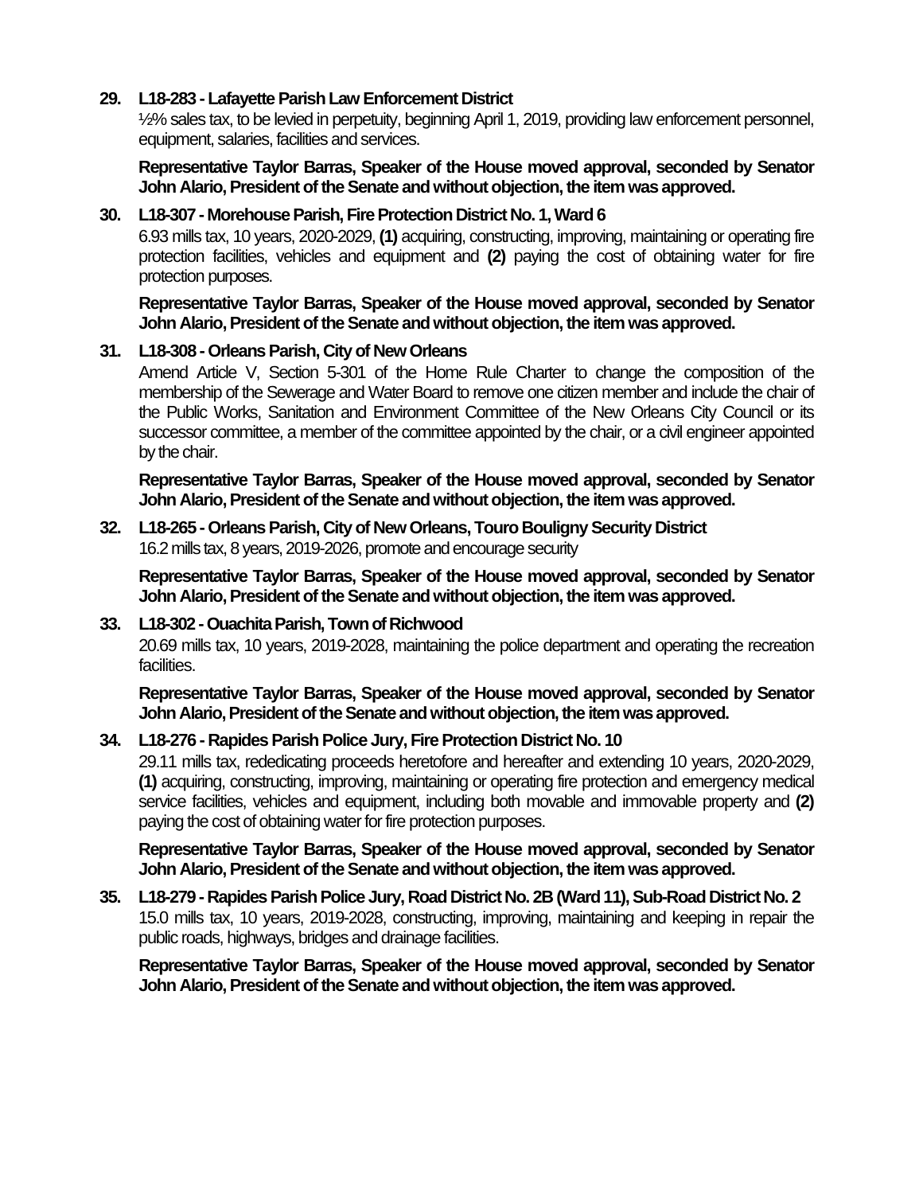**29. L18-283 - Lafayette Parish Law Enforcement District**

½% sales tax, to be levied in perpetuity, beginning April 1, 2019, providing law enforcement personnel, equipment, salaries, facilities and services.

**Representative Taylor Barras, Speaker of the House moved approval, seconded by Senator John Alario, President of the Senate and without objection, the item was approved.**

**30. L18-307 - Morehouse Parish, Fire Protection District No. 1, Ward 6**

6.93 mills tax, 10 years, 2020-2029, **(1)** acquiring, constructing, improving, maintaining or operating fire protection facilities, vehicles and equipment and **(2)** paying the cost of obtaining water for fire protection purposes.

**Representative Taylor Barras, Speaker of the House moved approval, seconded by Senator John Alario, President of the Senate and without objection, the item was approved.**

**31. L18-308 - Orleans Parish, City of New Orleans**

Amend Article V, Section 5-301 of the Home Rule Charter to change the composition of the membership of the Sewerage and Water Board to remove one citizen member and include the chair of the Public Works, Sanitation and Environment Committee of the New Orleans City Council or its successor committee, a member of the committee appointed by the chair, or a civil engineer appointed by the chair.

**Representative Taylor Barras, Speaker of the House moved approval, seconded by Senator John Alario, President of the Senate and without objection, the item was approved.**

**32. L18-265 - Orleans Parish, City of New Orleans, Touro Bouligny Security District**

16.2 mills tax, 8 years, 2019-2026, promote and encourage security

**Representative Taylor Barras, Speaker of the House moved approval, seconded by Senator John Alario, President of the Senate and without objection, the item was approved.**

**33. L18-302 - Ouachita Parish, Town of Richwood**

20.69 mills tax, 10 years, 2019-2028, maintaining the police department and operating the recreation facilities.

**Representative Taylor Barras, Speaker of the House moved approval, seconded by Senator John Alario, President of the Senate and without objection, the item was approved.**

**34. L18-276 - Rapides Parish Police Jury, Fire Protection District No. 10**

29.11 mills tax, rededicating proceeds heretofore and hereafter and extending 10 years, 2020-2029, **(1)** acquiring, constructing, improving, maintaining or operating fire protection and emergency medical service facilities, vehicles and equipment, including both movable and immovable property and **(2)** paying the cost of obtaining water for fire protection purposes.

**Representative Taylor Barras, Speaker of the House moved approval, seconded by Senator John Alario, President of the Senate and without objection, the item was approved.**

**35. L18-279 - Rapides Parish Police Jury, Road District No. 2B (Ward 11), Sub-Road District No. 2**

15.0 mills tax, 10 years, 2019-2028, constructing, improving, maintaining and keeping in repair the public roads, highways, bridges and drainage facilities.

**Representative Taylor Barras, Speaker of the House moved approval, seconded by Senator John Alario, President of the Senate and without objection, the item was approved.**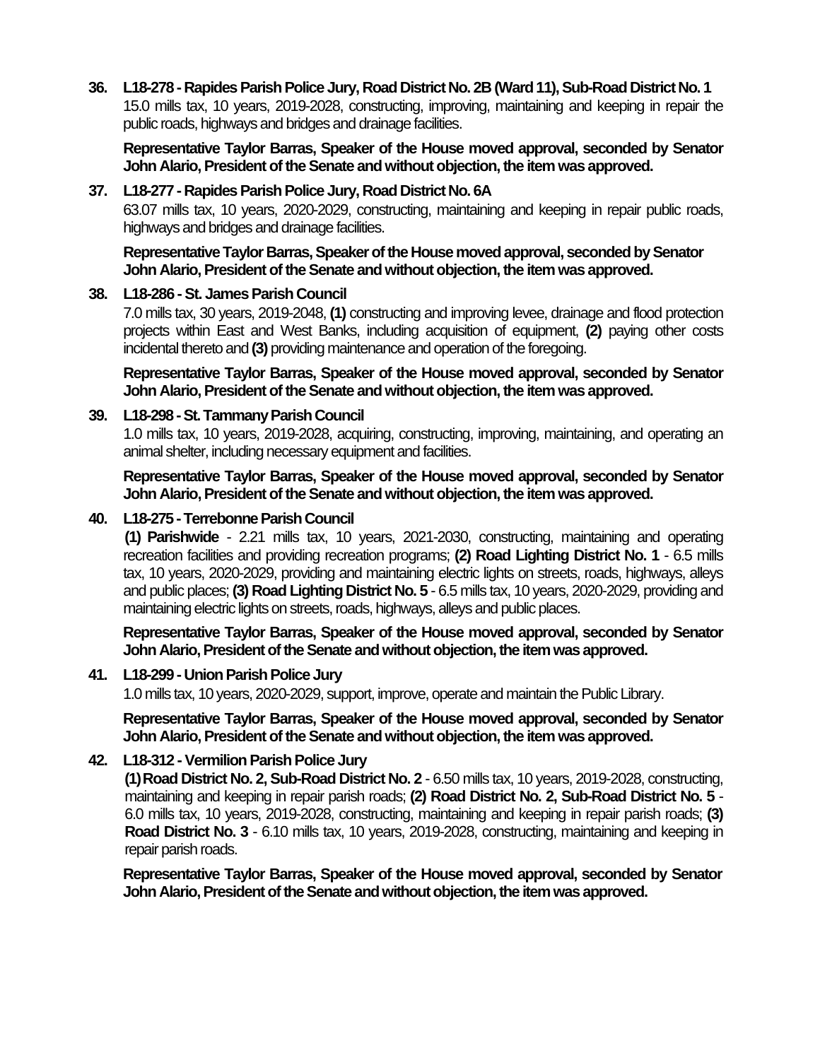**36. L18-278 - Rapides Parish Police Jury, Road District No. 2B (Ward 11), Sub-Road District No. 1**

15.0 mills tax, 10 years, 2019-2028, constructing, improving, maintaining and keeping in repair the public roads, highways and bridges and drainage facilities.

**Representative Taylor Barras, Speaker of the House moved approval, seconded by Senator John Alario, President of the Senate and without objection, the item was approved.**

**37. L18-277 - Rapides Parish Police Jury, Road District No. 6A**

63.07 mills tax, 10 years, 2020-2029, constructing, maintaining and keeping in repair public roads, highways and bridges and drainage facilities.

**Representative Taylor Barras, Speaker of the House moved approval, seconded by Senator John Alario, President of the Senate and without objection, the item was approved.**

**38. L18-286 - St. James Parish Council**

7.0 mills tax, 30 years, 2019-2048, **(1)** constructing and improving levee, drainage and flood protection projects within East and West Banks, including acquisition of equipment, **(2)** paying other costs incidental thereto and **(3)** providing maintenance and operation of the foregoing.

**Representative Taylor Barras, Speaker of the House moved approval, seconded by Senator John Alario, President of the Senate and without objection, the item was approved.**

**39. L18-298 - St. Tammany Parish Council**

1.0 mills tax, 10 years, 2019-2028, acquiring, constructing, improving, maintaining, and operating an animal shelter, including necessary equipment and facilities.

**Representative Taylor Barras, Speaker of the House moved approval, seconded by Senator John Alario, President of the Senate and without objection, the item was approved.**

**40. L18-275 - Terrebonne Parish Council**

**(1) Parishwide** - 2.21 mills tax, 10 years, 2021-2030, constructing, maintaining and operating recreation facilities and providing recreation programs; **(2) Road Lighting District No. 1** - 6.5 mills tax, 10 years, 2020-2029, providing and maintaining electric lights on streets, roads, highways, alleys and public places; **(3) Road Lighting District No. 5** - 6.5 mills tax, 10 years, 2020-2029, providing and maintaining electric lights on streets, roads, highways, alleys and public places.

**Representative Taylor Barras, Speaker of the House moved approval, seconded by Senator John Alario, President of the Senate and without objection, the item was approved.**

**41. L18-299 - Union Parish Police Jury**

1.0 mills tax, 10 years, 2020-2029, support, improve, operate and maintain the Public Library.

**Representative Taylor Barras, Speaker of the House moved approval, seconded by Senator John Alario, President of the Senate and without objection, the item was approved.**

**42. L18-312 - Vermilion Parish Police Jury**

**(1) Road District No. 2, Sub-Road District No. 2** - 6.50 mills tax, 10 years, 2019-2028, constructing, maintaining and keeping in repair parish roads; **(2) Road District No. 2, Sub-Road District No. 5** - 6.0 mills tax, 10 years, 2019-2028, constructing, maintaining and keeping in repair parish roads; **(3) Road District No. 3** - 6.10 mills tax, 10 years, 2019-2028, constructing, maintaining and keeping in repair parish roads.

**Representative Taylor Barras, Speaker of the House moved approval, seconded by Senator John Alario, President of the Senate and without objection, the item was approved.**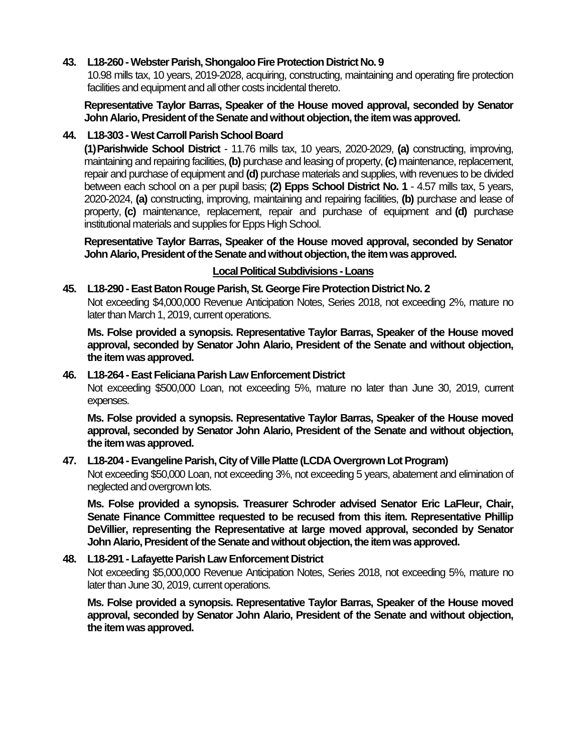**43. L18-260 - Webster Parish, Shongaloo Fire Protection District No. 9**

10.98 mills tax, 10 years, 2019-2028, acquiring, constructing, maintaining and operating fire protection facilities and equipment and all other costs incidental thereto.

**Representative Taylor Barras, Speaker of the House moved approval, seconded by Senator John Alario, President of the Senate and without objection, the item was approved.**

**44. L18-303 - West Carroll Parish School Board**

**(1) Parishwide School District** - 11.76 mills tax, 10 years, 2020-2029, **(a)** constructing, improving, maintaining and repairing facilities, **(b)** purchase and leasing of property, **(c)** maintenance, replacement, repair and purchase of equipment and **(d)** purchase materials and supplies, with revenues to be divided between each school on a per pupil basis; **(2) Epps School District No. 1** - 4.57 mills tax, 5 years, 2020-2024, **(a)** constructing, improving, maintaining and repairing facilities, **(b)** purchase and lease of property, **(c)** maintenance, replacement, repair and purchase of equipment and **(d)** purchase institutional materials and supplies for Epps High School.

**Representative Taylor Barras, Speaker of the House moved approval, seconded by Senator John Alario, President of the Senate and without objection, the item was approved.**

**<u>Local Political Subdivisions - Loans</u>**

**45. L18-290 - East Baton Rouge Parish, St. George Fire Protection District No. 2**

Not exceeding $4,000,000 Revenue Anticipation Notes, Series 2018, not exceeding 2%, mature no later than March 1, 2019, current operations.

**Ms. Folse provided a synopsis. Representative Taylor Barras, Speaker of the House moved approval, seconded by Senator John Alario, President of the Senate and without objection, the item was approved.**

**46. L18-264 - East Feliciana Parish Law Enforcement District**

Not exceeding $500,000 Loan, not exceeding 5%, mature no later than June 30, 2019, current expenses.

**Ms. Folse provided a synopsis. Representative Taylor Barras, Speaker of the House moved approval, seconded by Senator John Alario, President of the Senate and without objection, the item was approved.**

**47. L18-204 - Evangeline Parish, City of Ville Platte (LCDA Overgrown Lot Program)**

Not exceeding $50,000 Loan, not exceeding 3%, not exceeding 5 years, abatement and elimination of neglected and overgrown lots.

**Ms. Folse provided a synopsis. Treasurer Schroder advised Senator Eric LaFleur, Chair, Senate Finance Committee requested to be recused from this item. Representative Phillip DeVillier, representing the Representative at large moved approval, seconded by Senator John Alario, President of the Senate and without objection, the item was approved.**

**48. L18-291 - Lafayette Parish Law Enforcement District**

Not exceeding $5,000,000 Revenue Anticipation Notes, Series 2018, not exceeding 5%, mature no later than June 30, 2019, current operations.

**Ms. Folse provided a synopsis. Representative Taylor Barras, Speaker of the House moved approval, seconded by Senator John Alario, President of the Senate and without objection, the item was approved.**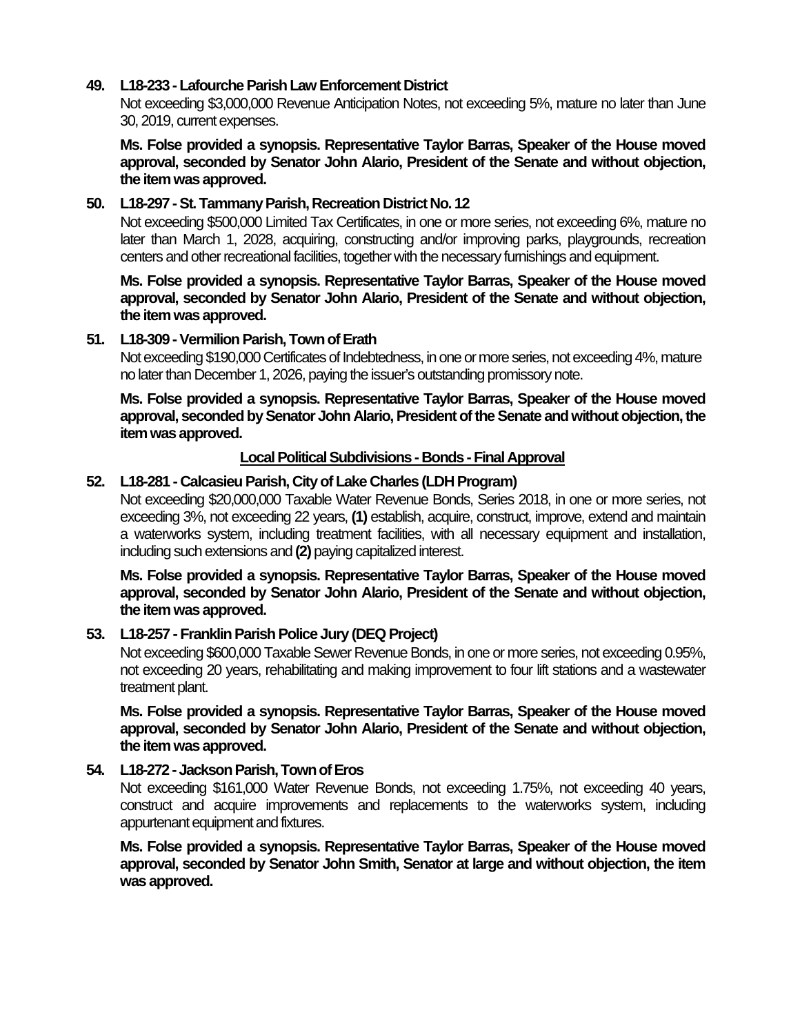**49. L18-233 - Lafourche Parish Law Enforcement District**

Not exceeding $3,000,000 Revenue Anticipation Notes, not exceeding 5%, mature no later than June 30, 2019, current expenses.

**Ms. Folse provided a synopsis. Representative Taylor Barras, Speaker of the House moved approval, seconded by Senator John Alario, President of the Senate and without objection, the item was approved.**

**50. L18-297 - St. Tammany Parish, Recreation District No. 12**

Not exceeding $500,000 Limited Tax Certificates, in one or more series, not exceeding 6%, mature no later than March 1, 2028, acquiring, constructing and/or improving parks, playgrounds, recreation centers and other recreational facilities, together with the necessary furnishings and equipment.

**Ms. Folse provided a synopsis. Representative Taylor Barras, Speaker of the House moved approval, seconded by Senator John Alario, President of the Senate and without objection, the item was approved.**

**51. L18-309 - Vermilion Parish, Town of Erath**

Not exceeding $190,000 Certificates of Indebtedness, in one or more series, not exceeding 4%, mature no later than December 1, 2026, paying the issuer's outstanding promissory note.

**Ms. Folse provided a synopsis. Representative Taylor Barras, Speaker of the House moved approval, seconded by Senator John Alario, President of the Senate and without objection, the item was approved.**

**<u>Local Political Subdivisions - Bonds - Final Approval</u>**

**52. L18-281 - Calcasieu Parish, City of Lake Charles (LDH Program)**

Not exceeding $20,000,000 Taxable Water Revenue Bonds, Series 2018, in one or more series, not exceeding 3%, not exceeding 22 years, **(1)** establish, acquire, construct, improve, extend and maintain a waterworks system, including treatment facilities, with all necessary equipment and installation, including such extensions and **(2)** paying capitalized interest.

**Ms. Folse provided a synopsis. Representative Taylor Barras, Speaker of the House moved approval, seconded by Senator John Alario, President of the Senate and without objection, the item was approved.**

**53. L18-257 - Franklin Parish Police Jury (DEQ Project)**

Not exceeding $600,000 Taxable Sewer Revenue Bonds, in one or more series, not exceeding 0.95%, not exceeding 20 years, rehabilitating and making improvement to four lift stations and a wastewater treatment plant.

**Ms. Folse provided a synopsis. Representative Taylor Barras, Speaker of the House moved approval, seconded by Senator John Alario, President of the Senate and without objection, the item was approved.**

**54. L18-272 - Jackson Parish, Town of Eros**

Not exceeding $161,000 Water Revenue Bonds, not exceeding 1.75%, not exceeding 40 years, construct and acquire improvements and replacements to the waterworks system, including appurtenant equipment and fixtures.

**Ms. Folse provided a synopsis. Representative Taylor Barras, Speaker of the House moved approval, seconded by Senator John Smith, Senator at large and without objection, the item was approved.**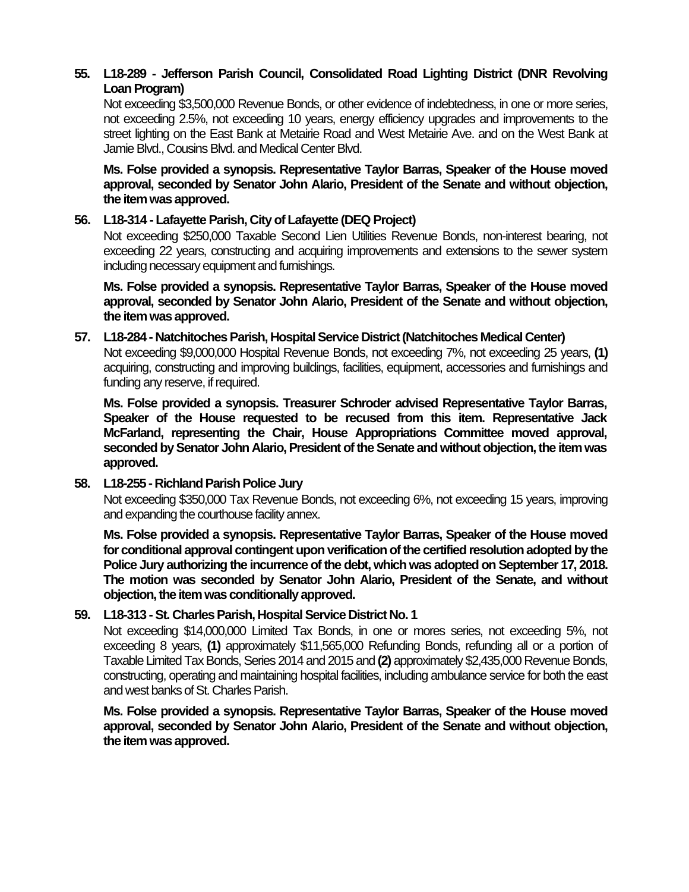**55. L18-289 - Jefferson Parish Council, Consolidated Road Lighting District (DNR Revolving Loan Program)**

Not exceeding $3,500,000 Revenue Bonds, or other evidence of indebtedness, in one or more series, not exceeding 2.5%, not exceeding 10 years, energy efficiency upgrades and improvements to the street lighting on the East Bank at Metairie Road and West Metairie Ave. and on the West Bank at Jamie Blvd., Cousins Blvd. and Medical Center Blvd.

**Ms. Folse provided a synopsis. Representative Taylor Barras, Speaker of the House moved approval, seconded by Senator John Alario, President of the Senate and without objection, the item was approved.**

**56. L18-314 - Lafayette Parish, City of Lafayette (DEQ Project)**

Not exceeding $250,000 Taxable Second Lien Utilities Revenue Bonds, non-interest bearing, not exceeding 22 years, constructing and acquiring improvements and extensions to the sewer system including necessary equipment and furnishings.

**Ms. Folse provided a synopsis. Representative Taylor Barras, Speaker of the House moved approval, seconded by Senator John Alario, President of the Senate and without objection, the item was approved.**

**57. L18-284 - Natchitoches Parish, Hospital Service District (Natchitoches Medical Center)**

Not exceeding $9,000,000 Hospital Revenue Bonds, not exceeding 7%, not exceeding 25 years, **(1)** acquiring, constructing and improving buildings, facilities, equipment, accessories and furnishings and funding any reserve, if required.

**Ms. Folse provided a synopsis. Treasurer Schroder advised Representative Taylor Barras, Speaker of the House requested to be recused from this item. Representative Jack McFarland, representing the Chair, House Appropriations Committee moved approval, seconded by Senator John Alario, President of the Senate and without objection, the item was approved.**

**58. L18-255 - Richland Parish Police Jury**

Not exceeding $350,000 Tax Revenue Bonds, not exceeding 6%, not exceeding 15 years, improving and expanding the courthouse facility annex.

**Ms. Folse provided a synopsis. Representative Taylor Barras, Speaker of the House moved for conditional approval contingent upon verification of the certified resolution adopted by the Police Jury authorizing the incurrence of the debt, which was adopted on September 17, 2018. The motion was seconded by Senator John Alario, President of the Senate, and without objection, the item was conditionally approved.**

**59. L18-313 - St. Charles Parish, Hospital Service District No. 1**

Not exceeding $14,000,000 Limited Tax Bonds, in one or mores series, not exceeding 5%, not exceeding 8 years, **(1)** approximately $11,565,000 Refunding Bonds, refunding all or a portion of Taxable Limited Tax Bonds, Series 2014 and 2015 and **(2)** approximately $2,435,000 Revenue Bonds, constructing, operating and maintaining hospital facilities, including ambulance service for both the east and west banks of St. Charles Parish.

**Ms. Folse provided a synopsis. Representative Taylor Barras, Speaker of the House moved approval, seconded by Senator John Alario, President of the Senate and without objection, the item was approved.**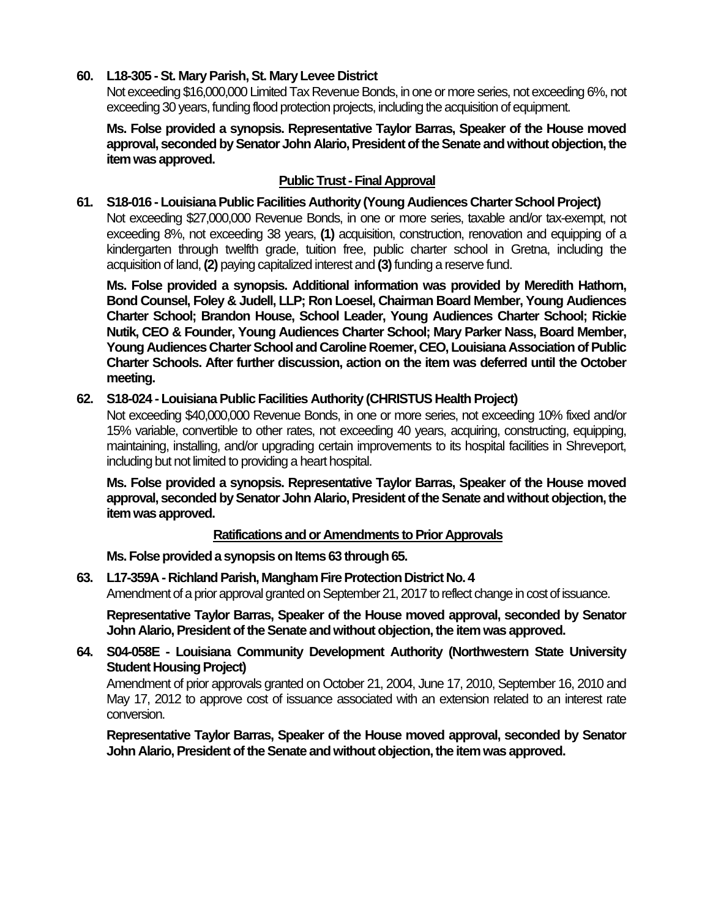**60. L18-305 - St. Mary Parish, St. Mary Levee District**

Not exceeding $16,000,000 Limited Tax Revenue Bonds, in one or more series, not exceeding 6%, not exceeding 30 years, funding flood protection projects, including the acquisition of equipment.

**Ms. Folse provided a synopsis. Representative Taylor Barras, Speaker of the House moved approval, seconded by Senator John Alario, President of the Senate and without objection, the item was approved.**

## Public Trust - Final Approval

**61. S18-016 - Louisiana Public Facilities Authority (Young Audiences Charter School Project)**

Not exceeding $27,000,000 Revenue Bonds, in one or more series, taxable and/or tax-exempt, not exceeding 8%, not exceeding 38 years, **(1)** acquisition, construction, renovation and equipping of a kindergarten through twelfth grade, tuition free, public charter school in Gretna, including the acquisition of land, **(2)** paying capitalized interest and **(3)** funding a reserve fund.

**Ms. Folse provided a synopsis. Additional information was provided by Meredith Hathorn, Bond Counsel, Foley & Judell, LLP; Ron Loesel, Chairman Board Member, Young Audiences Charter School; Brandon House, School Leader, Young Audiences Charter School; Rickie Nutik, CEO & Founder, Young Audiences Charter School; Mary Parker Nass, Board Member, Young Audiences Charter School and Caroline Roemer, CEO, Louisiana Association of Public Charter Schools. After further discussion, action on the item was deferred until the October meeting.**

**62. S18-024 - Louisiana Public Facilities Authority (CHRISTUS Health Project)**

Not exceeding $40,000,000 Revenue Bonds, in one or more series, not exceeding 10% fixed and/or 15% variable, convertible to other rates, not exceeding 40 years, acquiring, constructing, equipping, maintaining, installing, and/or upgrading certain improvements to its hospital facilities in Shreveport, including but not limited to providing a heart hospital.

**Ms. Folse provided a synopsis. Representative Taylor Barras, Speaker of the House moved approval, seconded by Senator John Alario, President of the Senate and without objection, the item was approved.**

## Ratifications and or Amendments to Prior Approvals

**Ms. Folse provided a synopsis on Items 63 through 65.**

**63. L17-359A - Richland Parish, Mangham Fire Protection District No. 4**

Amendment of a prior approval granted on September 21, 2017 to reflect change in cost of issuance.

**Representative Taylor Barras, Speaker of the House moved approval, seconded by Senator John Alario, President of the Senate and without objection, the item was approved.**

**64. S04-058E - Louisiana Community Development Authority (Northwestern State University Student Housing Project)**

Amendment of prior approvals granted on October 21, 2004, June 17, 2010, September 16, 2010 and May 17, 2012 to approve cost of issuance associated with an extension related to an interest rate conversion.

**Representative Taylor Barras, Speaker of the House moved approval, seconded by Senator John Alario, President of the Senate and without objection, the item was approved.**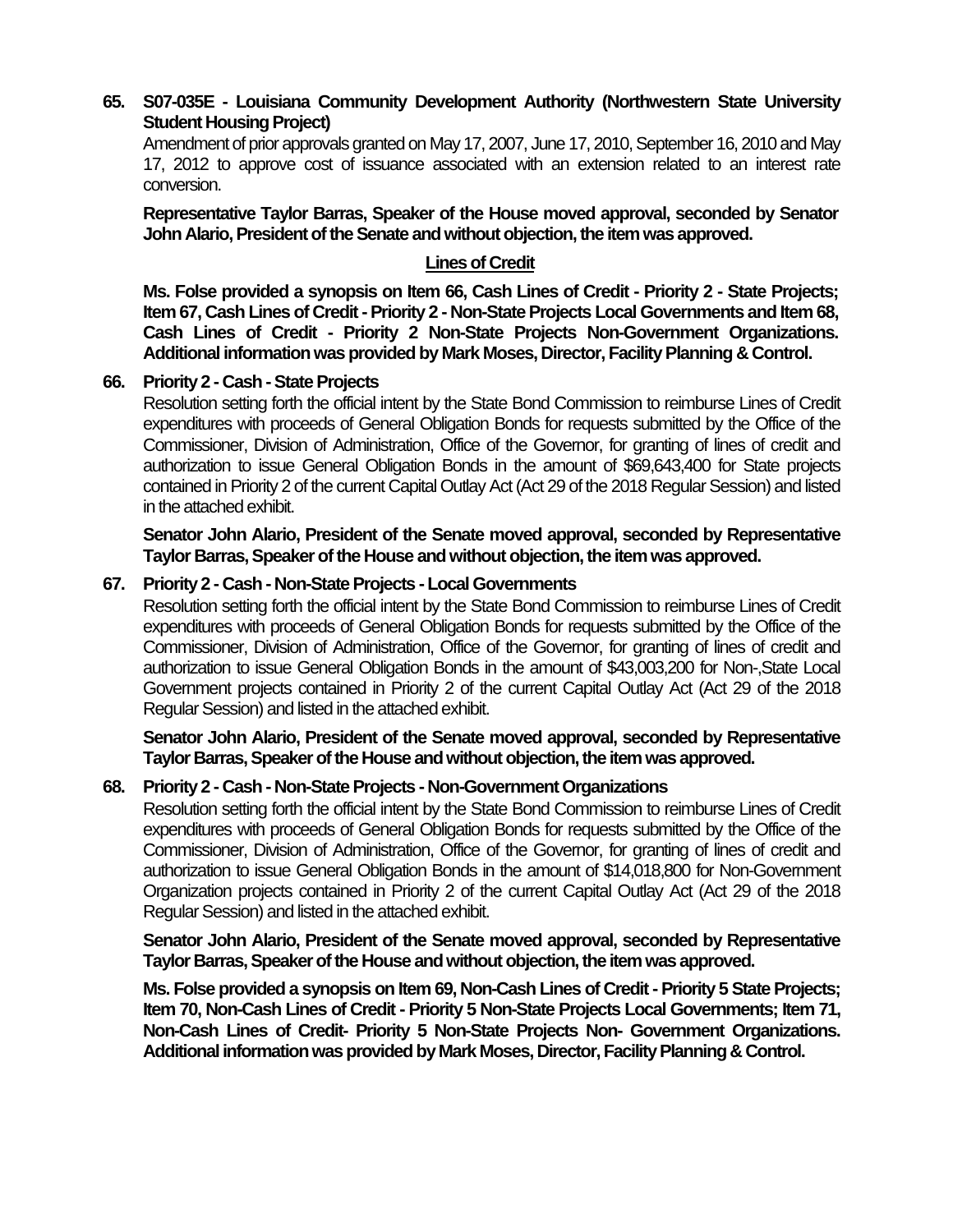**65. S07-035E - Louisiana Community Development Authority (Northwestern State University Student Housing Project)**

Amendment of prior approvals granted on May 17, 2007, June 17, 2010, September 16, 2010 and May 17, 2012 to approve cost of issuance associated with an extension related to an interest rate conversion.

**Representative Taylor Barras, Speaker of the House moved approval, seconded by Senator John Alario, President of the Senate and without objection, the item was approved.**

**<u>Lines of Credit</u>**

**Ms. Folse provided a synopsis on Item 66, Cash Lines of Credit - Priority 2 - State Projects; Item 67, Cash Lines of Credit - Priority 2 - Non-State Projects Local Governments and Item 68, Cash Lines of Credit - Priority 2 Non-State Projects Non-Government Organizations. Additional information was provided by Mark Moses, Director, Facility Planning & Control.**

**66. Priority 2 - Cash - State Projects**

Resolution setting forth the official intent by the State Bond Commission to reimburse Lines of Credit expenditures with proceeds of General Obligation Bonds for requests submitted by the Office of the Commissioner, Division of Administration, Office of the Governor, for granting of lines of credit and authorization to issue General Obligation Bonds in the amount of $69,643,400 for State projects contained in Priority 2 of the current Capital Outlay Act (Act 29 of the 2018 Regular Session) and listed in the attached exhibit.

**Senator John Alario, President of the Senate moved approval, seconded by Representative Taylor Barras, Speaker of the House and without objection, the item was approved.**

**67. Priority 2 - Cash - Non-State Projects - Local Governments**

Resolution setting forth the official intent by the State Bond Commission to reimburse Lines of Credit expenditures with proceeds of General Obligation Bonds for requests submitted by the Office of the Commissioner, Division of Administration, Office of the Governor, for granting of lines of credit and authorization to issue General Obligation Bonds in the amount of $43,003,200 for Non-,State Local Government projects contained in Priority 2 of the current Capital Outlay Act (Act 29 of the 2018 Regular Session) and listed in the attached exhibit.

**Senator John Alario, President of the Senate moved approval, seconded by Representative Taylor Barras, Speaker of the House and without objection, the item was approved.**

**68. Priority 2 - Cash - Non-State Projects - Non-Government Organizations**

Resolution setting forth the official intent by the State Bond Commission to reimburse Lines of Credit expenditures with proceeds of General Obligation Bonds for requests submitted by the Office of the Commissioner, Division of Administration, Office of the Governor, for granting of lines of credit and authorization to issue General Obligation Bonds in the amount of $14,018,800 for Non-Government Organization projects contained in Priority 2 of the current Capital Outlay Act (Act 29 of the 2018 Regular Session) and listed in the attached exhibit.

**Senator John Alario, President of the Senate moved approval, seconded by Representative Taylor Barras, Speaker of the House and without objection, the item was approved.**

**Ms. Folse provided a synopsis on Item 69, Non-Cash Lines of Credit - Priority 5 State Projects; Item 70, Non-Cash Lines of Credit - Priority 5 Non-State Projects Local Governments; Item 71, Non-Cash Lines of Credit- Priority 5 Non-State Projects Non- Government Organizations. Additional information was provided by Mark Moses, Director, Facility Planning & Control.**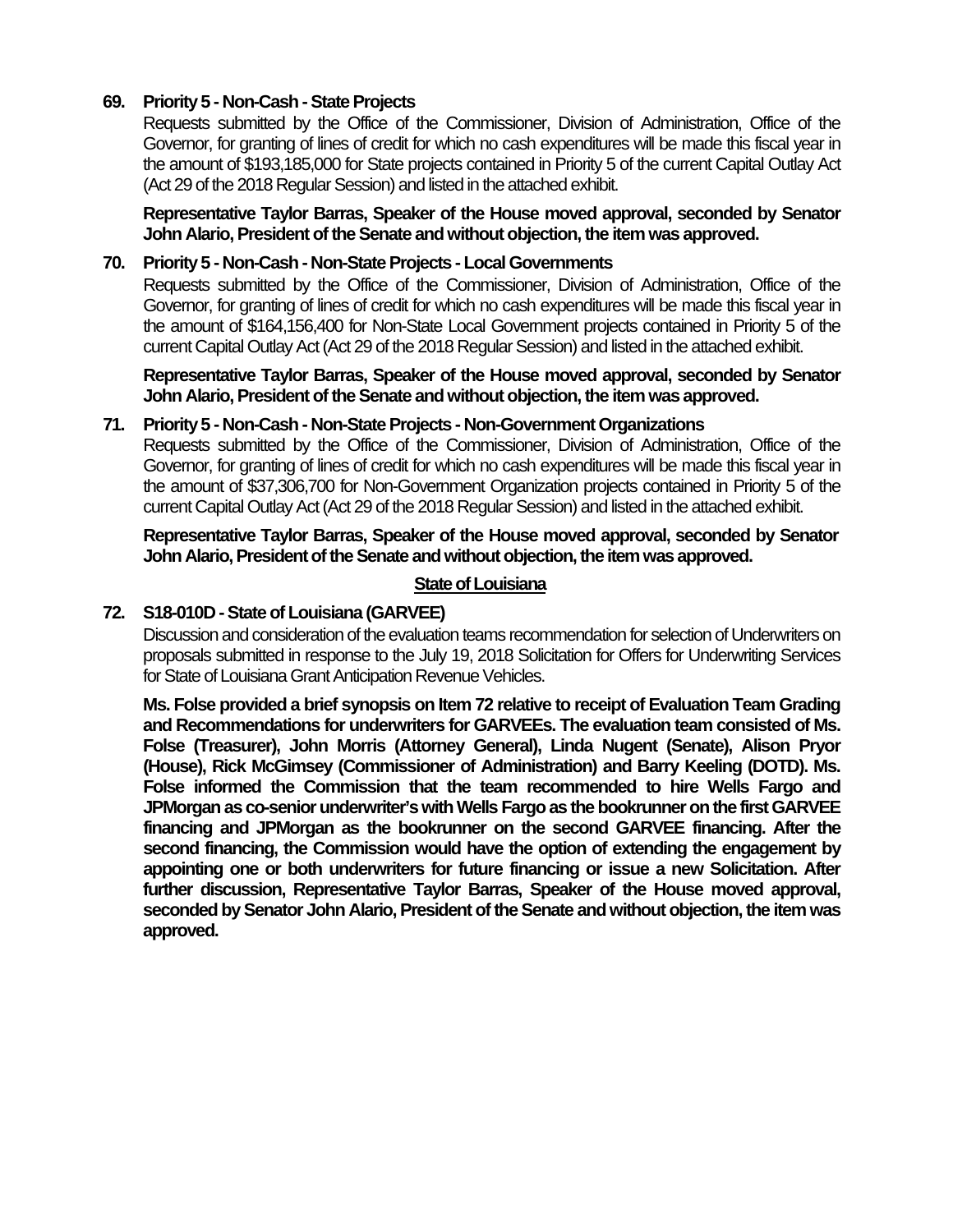**69. Priority 5 - Non-Cash - State Projects**

Requests submitted by the Office of the Commissioner, Division of Administration, Office of the Governor, for granting of lines of credit for which no cash expenditures will be made this fiscal year in the amount of $193,185,000 for State projects contained in Priority 5 of the current Capital Outlay Act (Act 29 of the 2018 Regular Session) and listed in the attached exhibit.

**Representative Taylor Barras, Speaker of the House moved approval, seconded by Senator John Alario, President of the Senate and without objection, the item was approved.**

**70. Priority 5 - Non-Cash - Non-State Projects - Local Governments**

Requests submitted by the Office of the Commissioner, Division of Administration, Office of the Governor, for granting of lines of credit for which no cash expenditures will be made this fiscal year in the amount of $164,156,400 for Non-State Local Government projects contained in Priority 5 of the current Capital Outlay Act (Act 29 of the 2018 Regular Session) and listed in the attached exhibit.

**Representative Taylor Barras, Speaker of the House moved approval, seconded by Senator John Alario, President of the Senate and without objection, the item was approved.**

**71. Priority 5 - Non-Cash - Non-State Projects - Non-Government Organizations**

Requests submitted by the Office of the Commissioner, Division of Administration, Office of the Governor, for granting of lines of credit for which no cash expenditures will be made this fiscal year in the amount of $37,306,700 for Non-Government Organization projects contained in Priority 5 of the current Capital Outlay Act (Act 29 of the 2018 Regular Session) and listed in the attached exhibit.

**Representative Taylor Barras, Speaker of the House moved approval, seconded by Senator John Alario, President of the Senate and without objection, the item was approved.**

## State of Louisiana

**72. S18-010D - State of Louisiana (GARVEE)**

Discussion and consideration of the evaluation teams recommendation for selection of Underwriters on proposals submitted in response to the July 19, 2018 Solicitation for Offers for Underwriting Services for State of Louisiana Grant Anticipation Revenue Vehicles.

**Ms. Folse provided a brief synopsis on Item 72 relative to receipt of Evaluation Team Grading and Recommendations for underwriters for GARVEEs. The evaluation team consisted of Ms. Folse (Treasurer), John Morris (Attorney General), Linda Nugent (Senate), Alison Pryor (House), Rick McGimsey (Commissioner of Administration) and Barry Keeling (DOTD). Ms. Folse informed the Commission that the team recommended to hire Wells Fargo and JPMorgan as co-senior underwriter's with Wells Fargo as the bookrunner on the first GARVEE financing and JPMorgan as the bookrunner on the second GARVEE financing. After the second financing, the Commission would have the option of extending the engagement by appointing one or both underwriters for future financing or issue a new Solicitation. After further discussion, Representative Taylor Barras, Speaker of the House moved approval, seconded by Senator John Alario, President of the Senate and without objection, the item was approved.**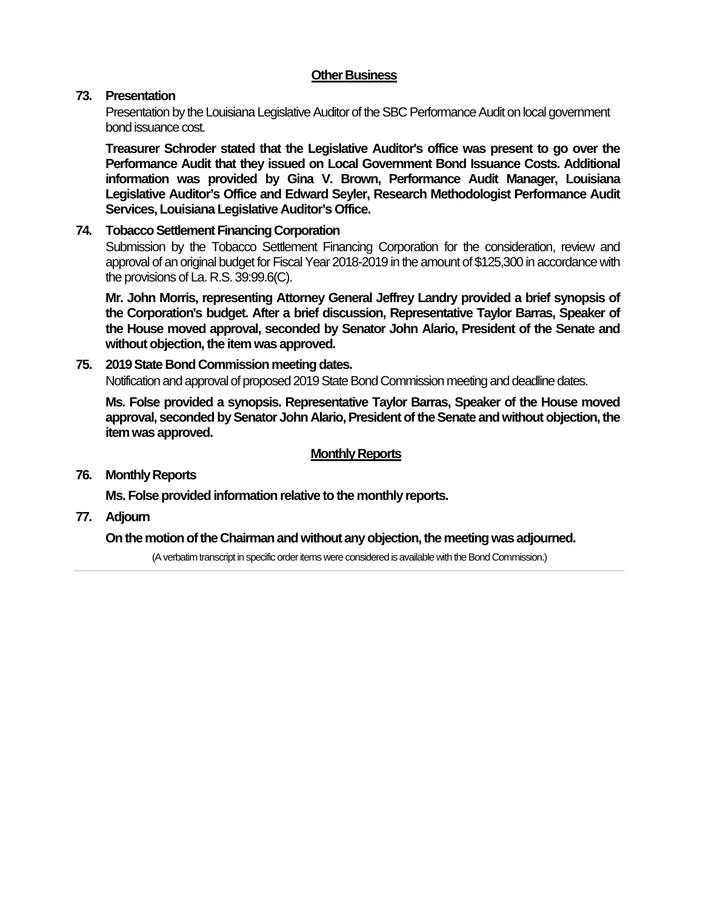**<u>Other Business</u>**

**73. Presentation**

Presentation by the Louisiana Legislative Auditor of the SBC Performance Audit on local government bond issuance cost.

**Treasurer Schroder stated that the Legislative Auditor's office was present to go over the Performance Audit that they issued on Local Government Bond Issuance Costs. Additional information was provided by Gina V. Brown, Performance Audit Manager, Louisiana Legislative Auditor's Office and Edward Seyler, Research Methodologist Performance Audit Services, Louisiana Legislative Auditor's Office.**

**74. Tobacco Settlement Financing Corporation**

Submission by the Tobacco Settlement Financing Corporation for the consideration, review and approval of an original budget for Fiscal Year 2018-2019 in the amount of $125,300 in accordance with the provisions of La. R.S. 39:99.6(C).

**Mr. John Morris, representing Attorney General Jeffrey Landry provided a brief synopsis of the Corporation's budget. After a brief discussion, Representative Taylor Barras, Speaker of the House moved approval, seconded by Senator John Alario, President of the Senate and without objection, the item was approved.**

**75. 2019 State Bond Commission meeting dates.**

Notification and approval of proposed 2019 State Bond Commission meeting and deadline dates.

**Ms. Folse provided a synopsis. Representative Taylor Barras, Speaker of the House moved approval, seconded by Senator John Alario, President of the Senate and without objection, the item was approved.**

**<u>Monthly Reports</u>**

**76. Monthly Reports**

**Ms. Folse provided information relative to the monthly reports.**

**77. Adjourn**

**On the motion of the Chairman and without any objection, the meeting was adjourned.**

(A verbatim transcript in specific order items were considered is available with the Bond Commission.)